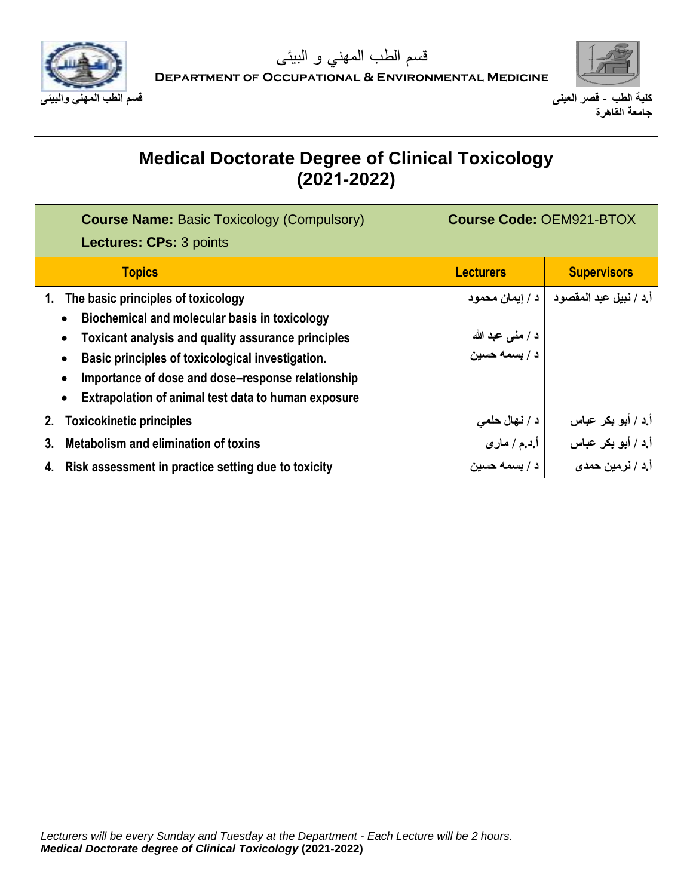قسم الطب المهني و البيئى

**Department of Occupational & Environmental Medicine**

كلية الطب - قصر العينى
جامعة القاهرة

قسم الطب المهني والبيئى

# Medical Doctorate Degree of Clinical Toxicology (2021-2022)

**Course Name:** Basic Toxicology (Compulsory) **Course Code:** OEM921-BTOX

**Lectures: CPs:** 3 points

| Topics | Lecturers | Supervisors |
|---|---|---|
| 1. The basic principles of toxicology<br>• Biochemical and molecular basis in toxicology<br>• Toxicant analysis and quality assurance principles<br>• Basic principles of toxicological investigation.<br>• Importance of dose and dose–response relationship<br>• Extrapolation of animal test data to human exposure | د / إيمان محمود<br><br>د / منى عبد الله<br>د / بسمه حسين | أ.د / نبيل عبد المقصود |
| 2. Toxicokinetic principles | د / نهال حلمي | أ.د / أبو بكر عباس |
| 3. Metabolism and elimination of toxins | أ.د.م / مارى | أ.د / أبو بكر عباس |
| 4. Risk assessment in practice setting due to toxicity | د / بسمه حسين | أ.د / نرمين حمدى |

*Lecturers will be every Sunday and Tuesday at the Department - Each Lecture will be 2 hours.*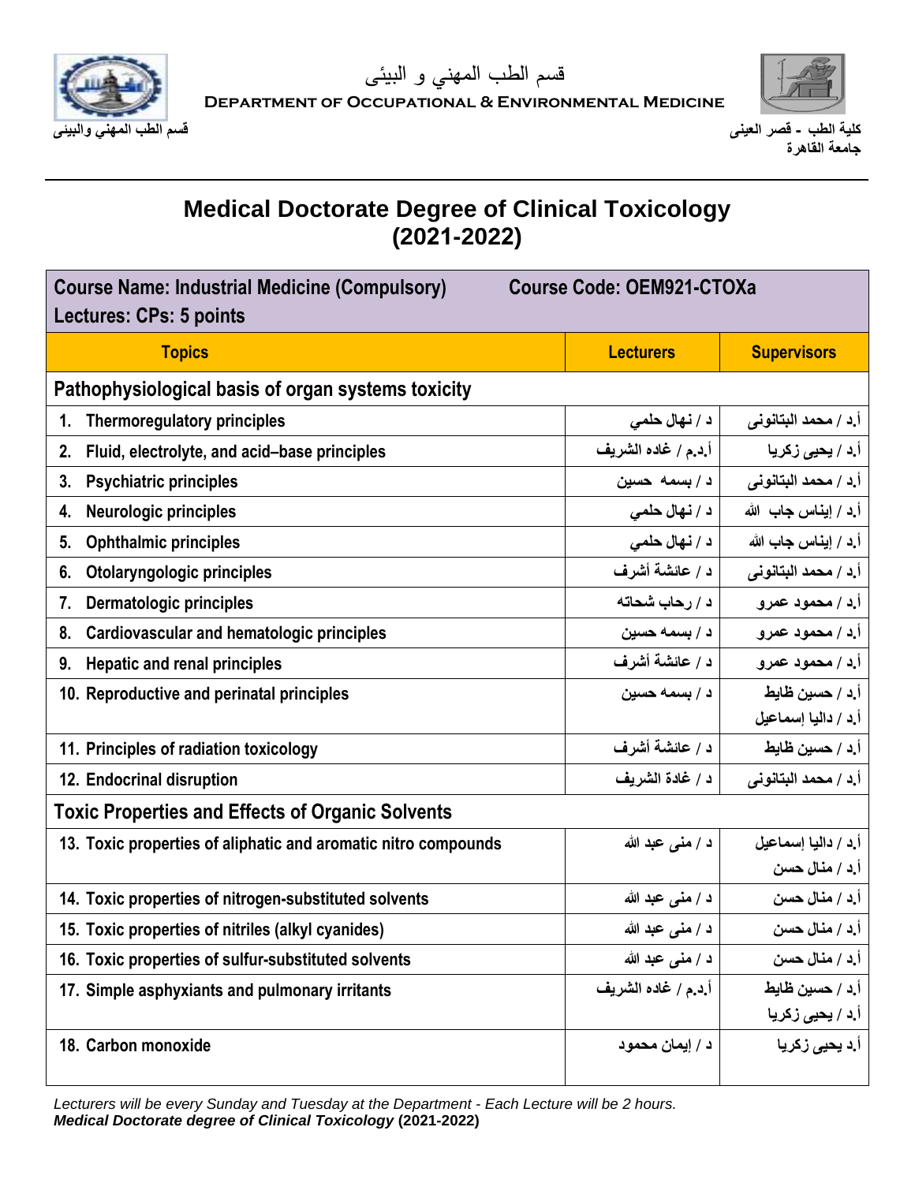قسم الطب المهني و البيئى

DEPARTMENT OF OCCUPATIONAL & ENVIRONMENTAL MEDICINE

قسم الطب المهني والبيئى

كلية الطب - قصر العينى
جامعة القاهرة

# Medical Doctorate Degree of Clinical Toxicology (2021-2022)

| Course Name: Industrial Medicine (Compulsory) Course Code: OEM921-CTOXa<br>Lectures: CPs: 5 points | | |
|---|---|---|
| **Topics** | **Lecturers** | **Supervisors** |
| **Pathophysiological basis of organ systems toxicity** | | |
| 1. Thermoregulatory principles | د / نهال حلمي | أ.د / محمد البتانونى |
| 2. Fluid, electrolyte, and acid–base principles | أ.د.م / غاده الشريف | أ.د / يحيى زكريا |
| 3. Psychiatric principles | د / بسمه حسين | أ.د / محمد البتانونى |
| 4. Neurologic principles | د / نهال حلمي | أ.د / إيناس جاب الله |
| 5. Ophthalmic principles | د / نهال حلمي | أ.د / إيناس جاب الله |
| 6. Otolaryngologic principles | د / عائشة أشرف | أ.د / محمد البتانونى |
| 7. Dermatologic principles | د / رحاب شحاته | أ.د / محمود عمرو |
| 8. Cardiovascular and hematologic principles | د / بسمه حسين | أ.د / محمود عمرو |
| 9. Hepatic and renal principles | د / عائشة أشرف | أ.د / محمود عمرو |
| 10. Reproductive and perinatal principles | د / بسمه حسين | أ.د / حسين ظايط<br>أ.د / داليا إسماعيل |
| 11. Principles of radiation toxicology | د / عائشة أشرف | أ.د / حسين ظايط |
| 12. Endocrinal disruption | د / غادة الشريف | أ.د / محمد البتانونى |
| **Toxic Properties and Effects of Organic Solvents** | | |
| 13. Toxic properties of aliphatic and aromatic nitro compounds | د / منى عبد الله | أ.د / داليا إسماعيل<br>أ.د / منال حسن |
| 14. Toxic properties of nitrogen-substituted solvents | د / منى عبد الله | أ.د / منال حسن |
| 15. Toxic properties of nitriles (alkyl cyanides) | د / منى عبد الله | أ.د / منال حسن |
| 16. Toxic properties of sulfur-substituted solvents | د / منى عبد الله | أ.د / منال حسن |
| 17. Simple asphyxiants and pulmonary irritants | أ.د.م / غاده الشريف | أ.د / حسين ظايط<br>أ.د / يحيى زكريا |
| 18. Carbon monoxide | د / إيمان محمود | أ.د يحيى زكريا |

*Lecturers will be every Sunday and Tuesday at the Department - Each Lecture will be 2 hours.*
***Medical Doctorate degree of Clinical Toxicology* (2021-2022)**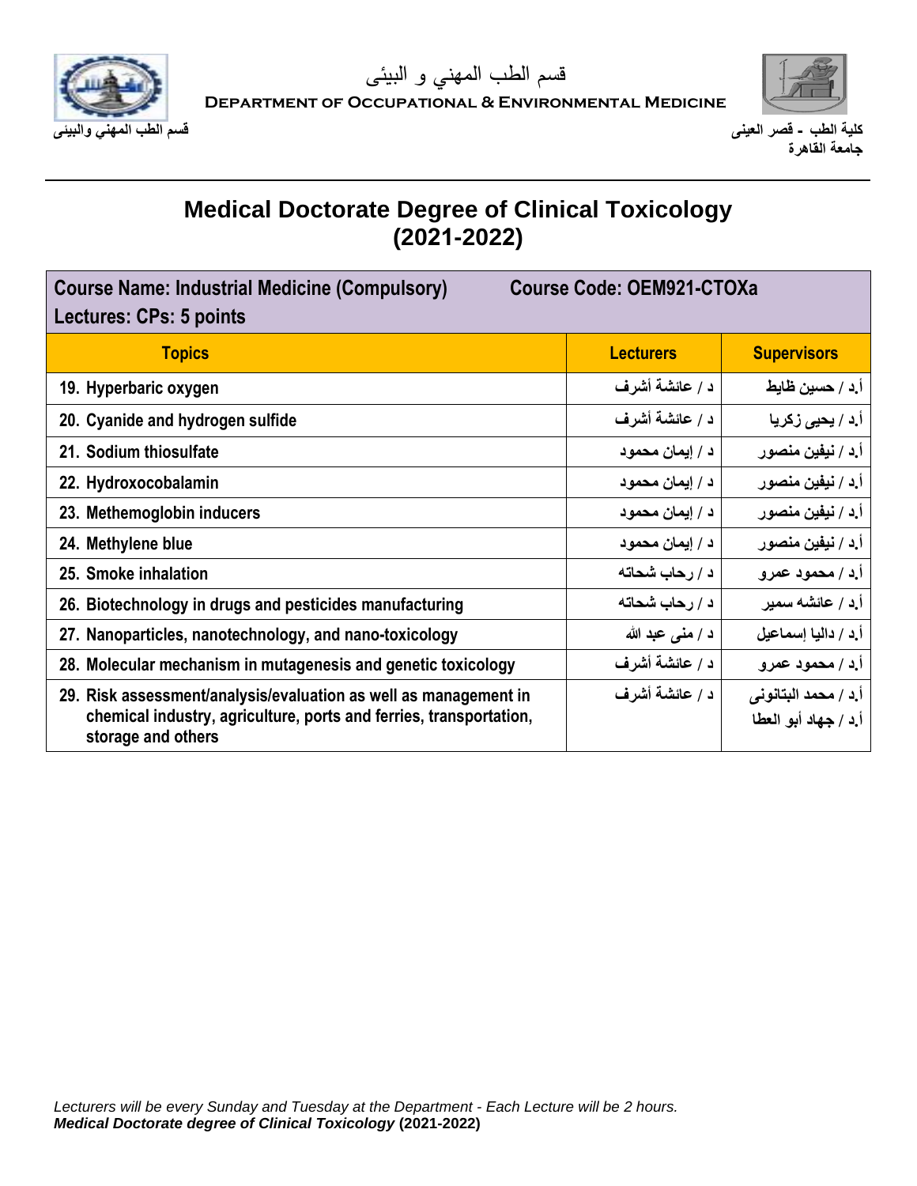# Medical Doctorate Degree of Clinical Toxicology (2021-2022)

| Course Name: Industrial Medicine (Compulsory) Lectures: CPs: 5 points | Course Code: OEM921-CTOXa | |
|---|---|---|
| **Topics** | **Lecturers** | **Supervisors** |
| 19. Hyperbaric oxygen | د / عائشة أشرف | أ.د / حسين ظايط |
| 20. Cyanide and hydrogen sulfide | د / عائشة أشرف | أ.د / يحيى زكريا |
| 21. Sodium thiosulfate | د / إيمان محمود | أ.د / نيفين منصور |
| 22. Hydroxocobalamin | د / إيمان محمود | أ.د / نيفين منصور |
| 23. Methemoglobin inducers | د / إيمان محمود | أ.د / نيفين منصور |
| 24. Methylene blue | د / إيمان محمود | أ.د / نيفين منصور |
| 25. Smoke inhalation | د / رحاب شحاته | أ.د / محمود عمرو |
| 26. Biotechnology in drugs and pesticides manufacturing | د / رحاب شحاته | أ.د / عائشه سمير |
| 27. Nanoparticles, nanotechnology, and nano-toxicology | د / منى عبد الله | أ.د / داليا إسماعيل |
| 28. Molecular mechanism in mutagenesis and genetic toxicology | د / عائشة أشرف | أ.د / محمود عمرو |
| 29. Risk assessment/analysis/evaluation as well as management in chemical industry, agriculture, ports and ferries, transportation, storage and others | د / عائشة أشرف | أ.د / محمد البتانونى<br>أ.د / جهاد أبو العطا |

*Lecturers will be every Sunday and Tuesday at the Department - Each Lecture will be 2 hours.*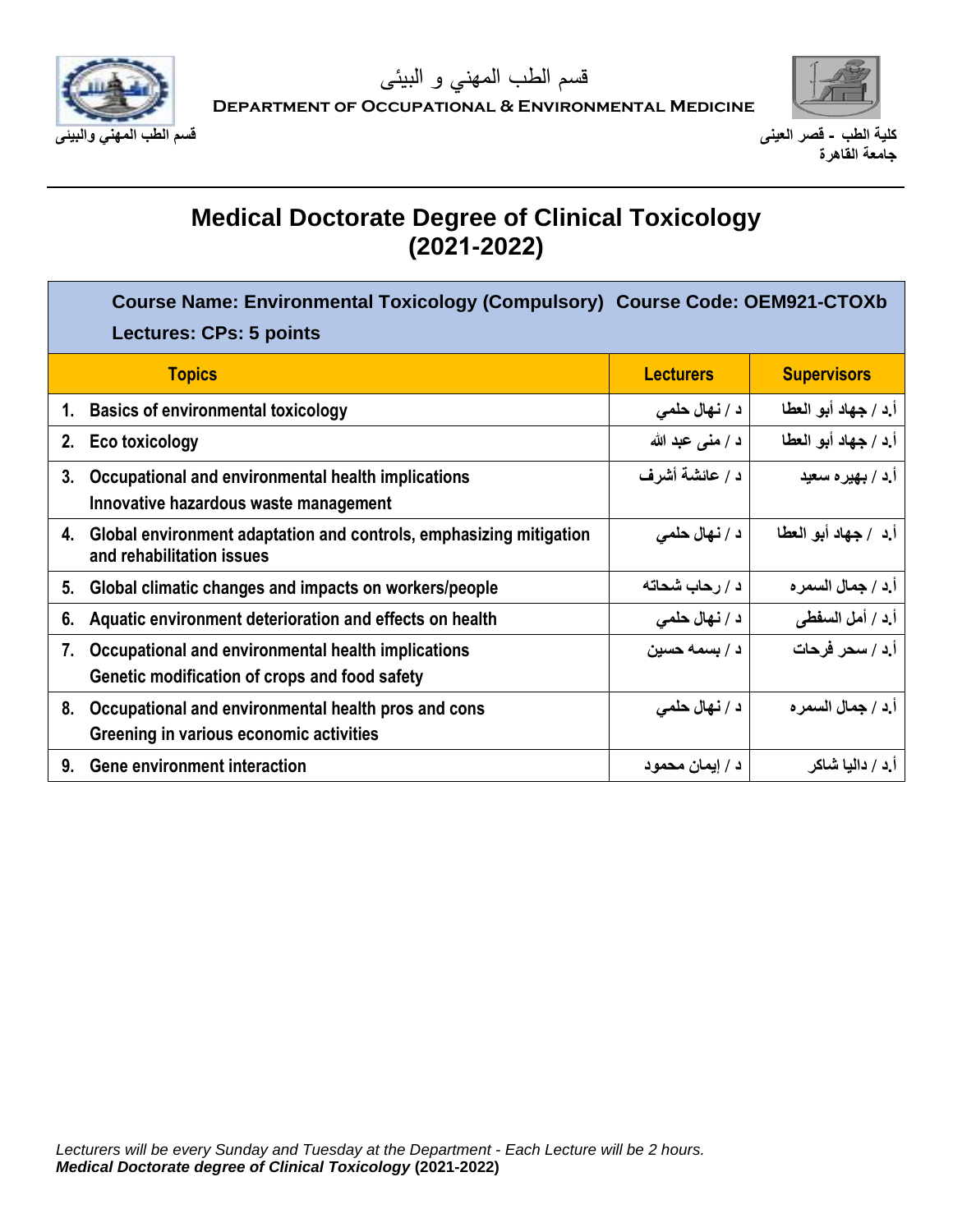# Medical Doctorate Degree of Clinical Toxicology (2021-2022)

**Course Name: Environmental Toxicology (Compulsory) Course Code: OEM921-CTOXb**

**Lectures: CPs: 5 points**

| Topics | Lecturers | Supervisors |
|---|---|---|
| 1. Basics of environmental toxicology | د / نهال حلمي | أ.د / جهاد أبو العطا |
| 2. Eco toxicology | د / منى عبد الله | أ.د / جهاد أبو العطا |
| 3. Occupational and environmental health implications<br>Innovative hazardous waste management | د / عائشة أشرف | أ.د / بهيره سعيد |
| 4. Global environment adaptation and controls, emphasizing mitigation and rehabilitation issues | د / نهال حلمي | أ.د / جهاد أبو العطا |
| 5. Global climatic changes and impacts on workers/people | د / رحاب شحاته | أ.د / جمال السمره |
| 6. Aquatic environment deterioration and effects on health | د / نهال حلمي | أ.د / أمل السفطى |
| 7. Occupational and environmental health implications<br>Genetic modification of crops and food safety | د / بسمه حسين | أ.د / سحر فرحات |
| 8. Occupational and environmental health pros and cons<br>Greening in various economic activities | د / نهال حلمي | أ.د / جمال السمره |
| 9. Gene environment interaction | د / إيمان محمود | أ.د / داليا شاكر |

*Lecturers will be every Sunday and Tuesday at the Department - Each Lecture will be 2 hours.*
***Medical Doctorate degree of Clinical Toxicology* (2021-2022)**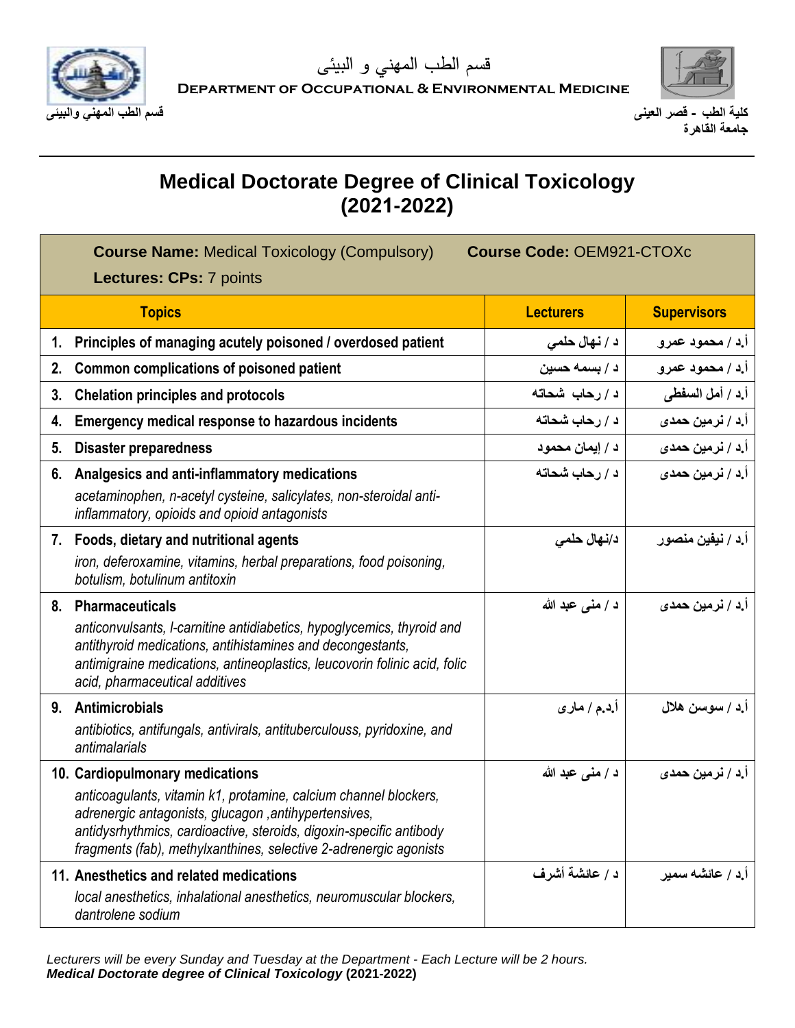قسم الطب المهني و البيئى

**DEPARTMENT OF OCCUPATIONAL & ENVIRONMENTAL MEDICINE**

**قسم الطب المهني والبيئى**

**كلية الطب - قصر العينى**
**جامعة القاهرة**

# Medical Doctorate Degree of Clinical Toxicology (2021-2022)

**Course Name:** Medical Toxicology (Compulsory) **Course Code:** OEM921-CTOXc

**Lectures: CPs:** 7 points

| Topics | Lecturers | Supervisors |
|---|---|---|
| **1. Principles of managing acutely poisoned / overdosed patient** | د / نهال حلمي | أ.د / محمود عمرو |
| **2. Common complications of poisoned patient** | د / بسمه حسين | أ.د / محمود عمرو |
| **3. Chelation principles and protocols** | د / رحاب شحاته | أ.د / أمل السفطى |
| **4. Emergency medical response to hazardous incidents** | د / رحاب شحاته | أ.د / نرمين حمدى |
| **5. Disaster preparedness** | د / إيمان محمود | أ.د / نرمين حمدى |
| **6. Analgesics and anti-inflammatory medications** *acetaminophen, n-acetyl cysteine, salicylates, non-steroidal anti-inflammatory, opioids and opioid antagonists* | د / رحاب شحاته | أ.د / نرمين حمدى |
| **7. Foods, dietary and nutritional agents** *iron, deferoxamine, vitamins, herbal preparations, food poisoning, botulism, botulinum antitoxin* | د/نهال حلمي | أ.د / نيفين منصور |
| **8. Pharmaceuticals** *anticonvulsants, l-carnitine antidiabetics, hypoglycemics, thyroid and antithyroid medications, antihistamines and decongestants, antimigraine medications, antineoplastics, leucovorin folinic acid, folic acid, pharmaceutical additives* | د / منى عبد الله | أ.د / نرمين حمدى |
| **9. Antimicrobials** *antibiotics, antifungals, antivirals, antituberculouss, pyridoxine, and antimalarials* | أ.د.م / مارى | أ.د / سوسن هلال |
| **10. Cardiopulmonary medications** *anticoagulants, vitamin k1, protamine, calcium channel blockers, adrenergic antagonists, glucagon ,antihypertensives, antidysrhythmics, cardioactive, steroids, digoxin-specific antibody fragments (fab), methylxanthines, selective 2-adrenergic agonists* | د / منى عبد الله | أ.د / نرمين حمدى |
| **11. Anesthetics and related medications** *local anesthetics, inhalational anesthetics, neuromuscular blockers, dantrolene sodium* | د / عائشة أشرف | أ.د / عائشه سمير |

*Lecturers will be every Sunday and Tuesday at the Department - Each Lecture will be 2 hours.*
***Medical Doctorate degree of Clinical Toxicology* (2021-2022)**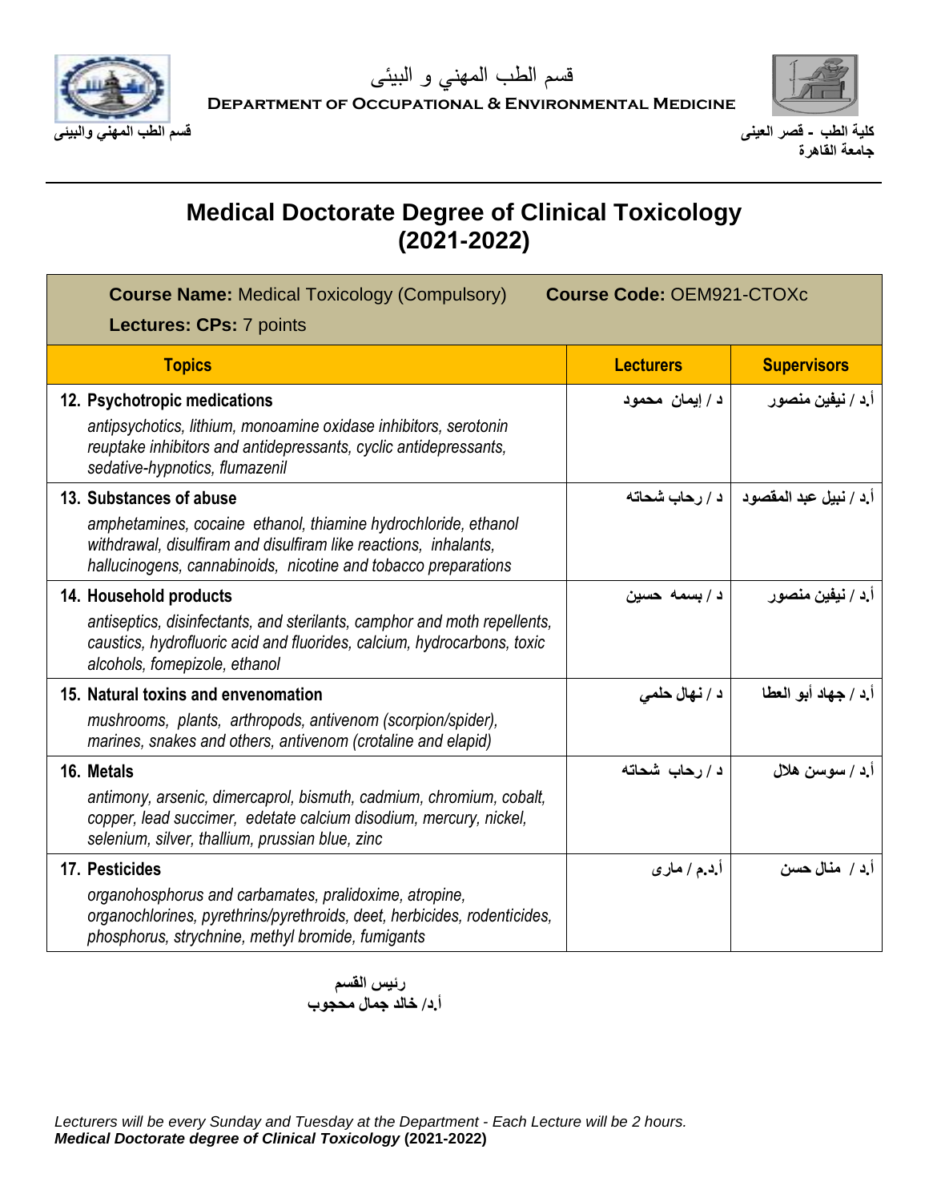قسم الطب المهني و البيئى

**DEPARTMENT OF OCCUPATIONAL & ENVIRONMENTAL MEDICINE**

**قسم الطب المهني والبيئى**

**كلية الطب - قصر العينى**
**جامعة القاهرة**

# Medical Doctorate Degree of Clinical Toxicology (2021-2022)

**Course Name:** Medical Toxicology (Compulsory) **Course Code:** OEM921-CTOXc
**Lectures: CPs:** 7 points

| Topics | Lecturers | Supervisors |
| --- | --- | --- |
| **12. Psychotropic medications** *antipsychotics, lithium, monoamine oxidase inhibitors, serotonin reuptake inhibitors and antidepressants, cyclic antidepressants, sedative-hypnotics, flumazenil* | د / إيمان محمود | أ.د / نيفين منصور |
| **13. Substances of abuse** *amphetamines, cocaine ethanol, thiamine hydrochloride, ethanol withdrawal, disulfiram and disulfiram like reactions, inhalants, hallucinogens, cannabinoids, nicotine and tobacco preparations* | د / رحاب شحاته | أ.د / نبيل عبد المقصود |
| **14. Household products** *antiseptics, disinfectants, and sterilants, camphor and moth repellents, caustics, hydrofluoric acid and fluorides, calcium, hydrocarbons, toxic alcohols, fomepizole, ethanol* | د / بسمه حسين | أ.د / نيفين منصور |
| **15. Natural toxins and envenomation** *mushrooms, plants, arthropods, antivenom (scorpion/spider), marines, snakes and others, antivenom (crotaline and elapid)* | د / نهال حلمي | أ.د / جهاد أبو العطا |
| **16. Metals** *antimony, arsenic, dimercaprol, bismuth, cadmium, chromium, cobalt, copper, lead succimer, edetate calcium disodium, mercury, nickel, selenium, silver, thallium, prussian blue, zinc* | د / رحاب شحاته | أ.د / سوسن هلال |
| **17. Pesticides** *organohosphorus and carbamates, pralidoxime, atropine, organochlorines, pyrethrins/pyrethroids, deet, herbicides, rodenticides, phosphorus, strychnine, methyl bromide, fumigants* | أ.د.م / مارى | أ.د / منال حسن |

**رئيس القسم**
**أ.د/ خالد جمال محجوب**

*Lecturers will be every Sunday and Tuesday at the Department - Each Lecture will be 2 hours.*
***Medical Doctorate degree of Clinical Toxicology* (2021-2022)**